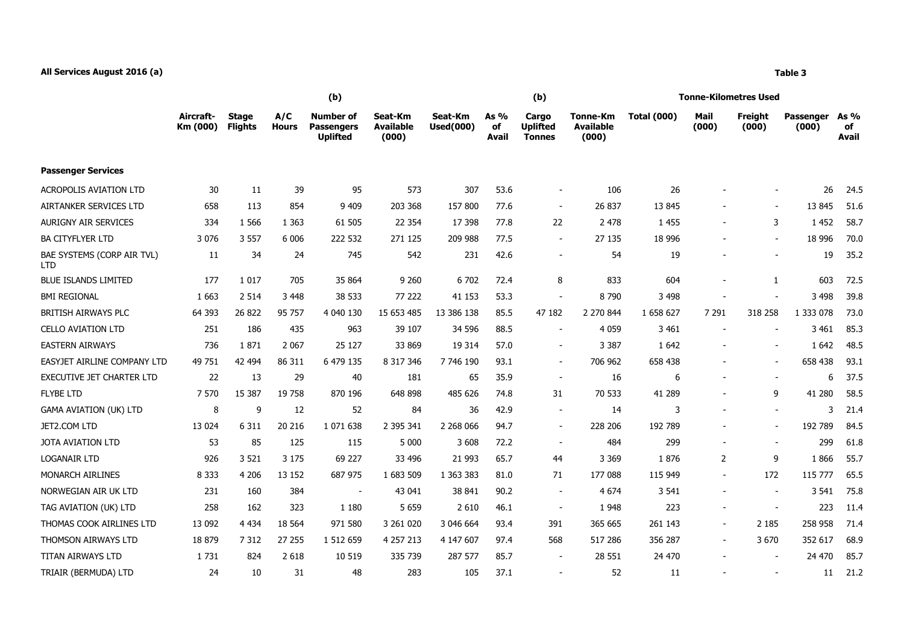**All Services August 2016 (a)**

**Table 3**

| | Aircraft-Km (000) | Stage Flights | A/C Hours | (b) Number of Passengers Uplifted | Seat-Km Available (000) | Seat-Km Used(000) | As % of Avail | (b) Cargo Uplifted Tonnes | Tonne-Km Available (000) | Tonne-Kilometres Used Total (000) | Mail (000) | Freight (000) | Passenger (000) | As % of Avail |
|---|---|---|---|---|---|---|---|---|---|---|---|---|---|---|
| **Passenger Services** | | | | | | | | | | | | | | |
| ACROPOLIS AVIATION LTD | 30 | 11 | 39 | 95 | 573 | 307 | 53.6 | - | 106 | 26 | - | - | 26 | 24.5 |
| AIRTANKER SERVICES LTD | 658 | 113 | 854 | 9 409 | 203 368 | 157 800 | 77.6 | - | 26 837 | 13 845 | - | - | 13 845 | 51.6 |
| AURIGNY AIR SERVICES | 334 | 1 566 | 1 363 | 61 505 | 22 354 | 17 398 | 77.8 | 22 | 2 478 | 1 455 | - | 3 | 1 452 | 58.7 |
| BA CITYFLYER LTD | 3 076 | 3 557 | 6 006 | 222 532 | 271 125 | 209 988 | 77.5 | - | 27 135 | 18 996 | - | - | 18 996 | 70.0 |
| BAE SYSTEMS (CORP AIR TVL) LTD | 11 | 34 | 24 | 745 | 542 | 231 | 42.6 | - | 54 | 19 | - | - | 19 | 35.2 |
| BLUE ISLANDS LIMITED | 177 | 1 017 | 705 | 35 864 | 9 260 | 6 702 | 72.4 | 8 | 833 | 604 | - | 1 | 603 | 72.5 |
| BMI REGIONAL | 1 663 | 2 514 | 3 448 | 38 533 | 77 222 | 41 153 | 53.3 | - | 8 790 | 3 498 | - | - | 3 498 | 39.8 |
| BRITISH AIRWAYS PLC | 64 393 | 26 822 | 95 757 | 4 040 130 | 15 653 485 | 13 386 138 | 85.5 | 47 182 | 2 270 844 | 1 658 627 | 7 291 | 318 258 | 1 333 078 | 73.0 |
| CELLO AVIATION LTD | 251 | 186 | 435 | 963 | 39 107 | 34 596 | 88.5 | - | 4 059 | 3 461 | - | - | 3 461 | 85.3 |
| EASTERN AIRWAYS | 736 | 1 871 | 2 067 | 25 127 | 33 869 | 19 314 | 57.0 | - | 3 387 | 1 642 | - | - | 1 642 | 48.5 |
| EASYJET AIRLINE COMPANY LTD | 49 751 | 42 494 | 86 311 | 6 479 135 | 8 317 346 | 7 746 190 | 93.1 | - | 706 962 | 658 438 | - | - | 658 438 | 93.1 |
| EXECUTIVE JET CHARTER LTD | 22 | 13 | 29 | 40 | 181 | 65 | 35.9 | - | 16 | 6 | - | - | 6 | 37.5 |
| FLYBE LTD | 7 570 | 15 387 | 19 758 | 870 196 | 648 898 | 485 626 | 74.8 | 31 | 70 533 | 41 289 | - | 9 | 41 280 | 58.5 |
| GAMA AVIATION (UK) LTD | 8 | 9 | 12 | 52 | 84 | 36 | 42.9 | - | 14 | 3 | - | - | 3 | 21.4 |
| JET2.COM LTD | 13 024 | 6 311 | 20 216 | 1 071 638 | 2 395 341 | 2 268 066 | 94.7 | - | 228 206 | 192 789 | - | - | 192 789 | 84.5 |
| JOTA AVIATION LTD | 53 | 85 | 125 | 115 | 5 000 | 3 608 | 72.2 | - | 484 | 299 | - | - | 299 | 61.8 |
| LOGANAIR LTD | 926 | 3 521 | 3 175 | 69 227 | 33 496 | 21 993 | 65.7 | 44 | 3 369 | 1 876 | 2 | 9 | 1 866 | 55.7 |
| MONARCH AIRLINES | 8 333 | 4 206 | 13 152 | 687 975 | 1 683 509 | 1 363 383 | 81.0 | 71 | 177 088 | 115 949 | - | 172 | 115 777 | 65.5 |
| NORWEGIAN AIR UK LTD | 231 | 160 | 384 | - | 43 041 | 38 841 | 90.2 | - | 4 674 | 3 541 | - | - | 3 541 | 75.8 |
| TAG AVIATION (UK) LTD | 258 | 162 | 323 | 1 180 | 5 659 | 2 610 | 46.1 | - | 1 948 | 223 | - | - | 223 | 11.4 |
| THOMAS COOK AIRLINES LTD | 13 092 | 4 434 | 18 564 | 971 580 | 3 261 020 | 3 046 664 | 93.4 | 391 | 365 665 | 261 143 | - | 2 185 | 258 958 | 71.4 |
| THOMSON AIRWAYS LTD | 18 879 | 7 312 | 27 255 | 1 512 659 | 4 257 213 | 4 147 607 | 97.4 | 568 | 517 286 | 356 287 | - | 3 670 | 352 617 | 68.9 |
| TITAN AIRWAYS LTD | 1 731 | 824 | 2 618 | 10 519 | 335 739 | 287 577 | 85.7 | - | 28 551 | 24 470 | - | - | 24 470 | 85.7 |
| TRIAIR (BERMUDA) LTD | 24 | 10 | 31 | 48 | 283 | 105 | 37.1 | - | 52 | 11 | - | - | 11 | 21.2 |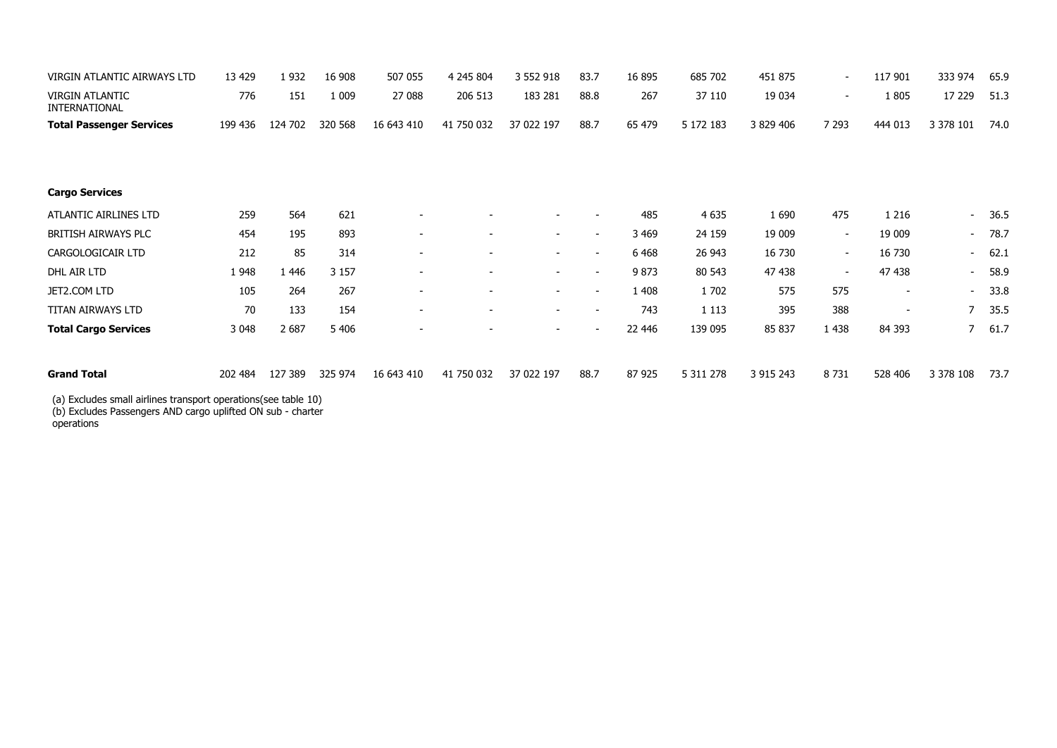| | | | | | | | | | | | | | | |
|---|---|---|---|---|---|---|---|---|---|---|---|---|---|---|
| VIRGIN ATLANTIC AIRWAYS LTD | 13 429 | 1 932 | 16 908 | 507 055 | 4 245 804 | 3 552 918 | 83.7 | 16 895 | 685 702 | 451 875 | - | 117 901 | 333 974 | 65.9 |
| VIRGIN ATLANTIC INTERNATIONAL | 776 | 151 | 1 009 | 27 088 | 206 513 | 183 281 | 88.8 | 267 | 37 110 | 19 034 | - | 1 805 | 17 229 | 51.3 |
| **Total Passenger Services** | 199 436 | 124 702 | 320 568 | 16 643 410 | 41 750 032 | 37 022 197 | 88.7 | 65 479 | 5 172 183 | 3 829 406 | 7 293 | 444 013 | 3 378 101 | 74.0 |
| | | | | | | | | | | | | | | |
| **Cargo Services** | | | | | | | | | | | | | | |
| ATLANTIC AIRLINES LTD | 259 | 564 | 621 | - | - | - | - | 485 | 4 635 | 1 690 | 475 | 1 216 | - | 36.5 |
| BRITISH AIRWAYS PLC | 454 | 195 | 893 | - | - | - | - | 3 469 | 24 159 | 19 009 | - | 19 009 | - | 78.7 |
| CARGOLOGICAIR LTD | 212 | 85 | 314 | - | - | - | - | 6 468 | 26 943 | 16 730 | - | 16 730 | - | 62.1 |
| DHL AIR LTD | 1 948 | 1 446 | 3 157 | - | - | - | - | 9 873 | 80 543 | 47 438 | - | 47 438 | - | 58.9 |
| JET2.COM LTD | 105 | 264 | 267 | - | - | - | - | 1 408 | 1 702 | 575 | 575 | - | - | 33.8 |
| TITAN AIRWAYS LTD | 70 | 133 | 154 | - | - | - | - | 743 | 1 113 | 395 | 388 | - | 7 | 35.5 |
| **Total Cargo Services** | 3 048 | 2 687 | 5 406 | - | - | - | - | 22 446 | 139 095 | 85 837 | 1 438 | 84 393 | 7 | 61.7 |
| | | | | | | | | | | | | | | |
| **Grand Total** | 202 484 | 127 389 | 325 974 | 16 643 410 | 41 750 032 | 37 022 197 | 88.7 | 87 925 | 5 311 278 | 3 915 243 | 8 731 | 528 406 | 3 378 108 | 73.7 |

(a) Excludes small airlines transport operations(see table 10)
(b) Excludes Passengers AND cargo uplifted ON sub - charter operations